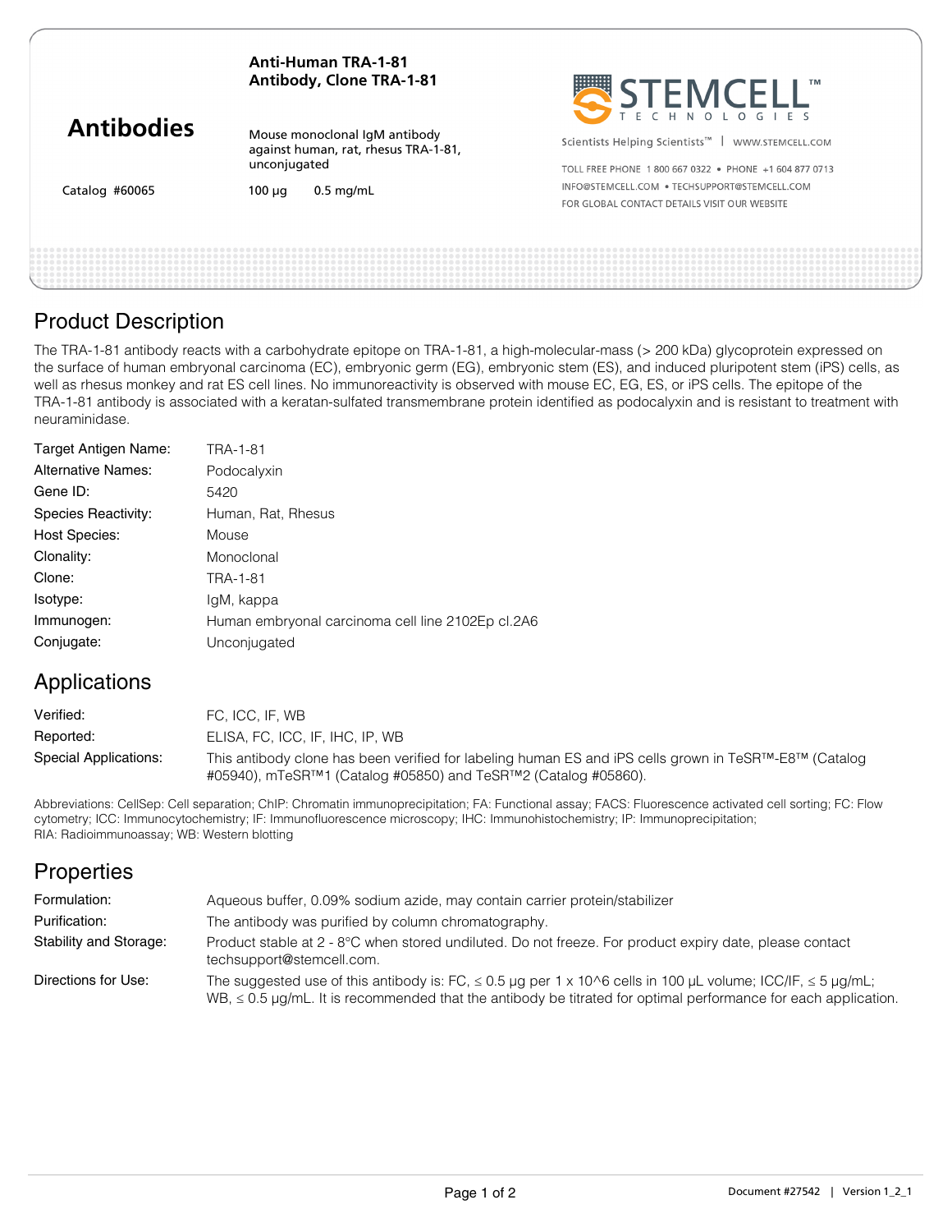**Antibodies**

Catalog #60065

**Anti-Human TRA-1-81 Antibody, Clone TRA-1-81**

Mouse monoclonal IgM antibody against human, rat, rhesus TRA-1-81, unconjugated

100 µg    0.5 mg/mL

STEMCELL™ TECHNOLOGIES

Scientists Helping Scientists™ | WWW.STEMCELL.COM

TOLL FREE PHONE 1 800 667 0322 • PHONE +1 604 877 0713
INFO@STEMCELL.COM • TECHSUPPORT@STEMCELL.COM
FOR GLOBAL CONTACT DETAILS VISIT OUR WEBSITE

## Product Description

The TRA-1-81 antibody reacts with a carbohydrate epitope on TRA-1-81, a high-molecular-mass (> 200 kDa) glycoprotein expressed on the surface of human embryonal carcinoma (EC), embryonic germ (EG), embryonic stem (ES), and induced pluripotent stem (iPS) cells, as well as rhesus monkey and rat ES cell lines. No immunoreactivity is observed with mouse EC, EG, ES, or iPS cells. The epitope of the TRA-1-81 antibody is associated with a keratan-sulfated transmembrane protein identified as podocalyxin and is resistant to treatment with neuraminidase.

| | |
|---|---|
| Target Antigen Name: | TRA-1-81 |
| Alternative Names: | Podocalyxin |
| Gene ID: | 5420 |
| Species Reactivity: | Human, Rat, Rhesus |
| Host Species: | Mouse |
| Clonality: | Monoclonal |
| Clone: | TRA-1-81 |
| Isotype: | IgM, kappa |
| Immunogen: | Human embryonal carcinoma cell line 2102Ep cl.2A6 |
| Conjugate: | Unconjugated |

## Applications

| | |
|---|---|
| Verified: | FC, ICC, IF, WB |
| Reported: | ELISA, FC, ICC, IF, IHC, IP, WB |
| Special Applications: | This antibody clone has been verified for labeling human ES and iPS cells grown in TeSR™-E8™ (Catalog #05940), mTeSR™1 (Catalog #05850) and TeSR™2 (Catalog #05860). |

Abbreviations: CellSep: Cell separation; ChIP: Chromatin immunoprecipitation; FA: Functional assay; FACS: Fluorescence activated cell sorting; FC: Flow cytometry; ICC: Immunocytochemistry; IF: Immunofluorescence microscopy; IHC: Immunohistochemistry; IP: Immunoprecipitation; RIA: Radioimmunoassay; WB: Western blotting

## Properties

| | |
|---|---|
| Formulation: | Aqueous buffer, 0.09% sodium azide, may contain carrier protein/stabilizer |
| Purification: | The antibody was purified by column chromatography. |
| Stability and Storage: | Product stable at 2 - 8°C when stored undiluted. Do not freeze. For product expiry date, please contact techsupport@stemcell.com. |
| Directions for Use: | The suggested use of this antibody is: FC, ≤ 0.5 µg per 1 x 10^6 cells in 100 µL volume; ICC/IF, ≤ 5 µg/mL; WB, ≤ 0.5 µg/mL. It is recommended that the antibody be titrated for optimal performance for each application. |

Document #27542 | Version 1_2_1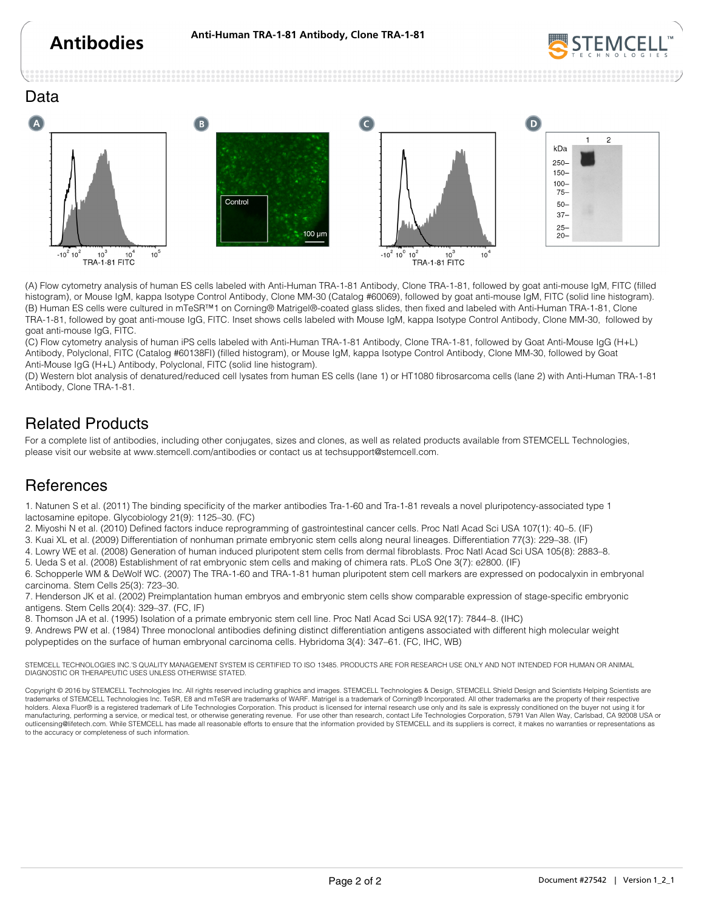## Data

A

$-10^2$ $10^2$ $10^3$ $10^4$ $10^5$
TRA-1-81 FITC

B

Control
100 µm

C

$-10^2$ $10^0$ $10^2$ $10^3$ $10^4$
TRA-1-81 FITC

D

1 2
kDa
250–
150–
100–
75–
50–
37–
25–
20–

(A) Flow cytometry analysis of human ES cells labeled with Anti-Human TRA-1-81 Antibody, Clone TRA-1-81, followed by goat anti-mouse IgM, FITC (filled histogram), or Mouse IgM, kappa Isotype Control Antibody, Clone MM-30 (Catalog #60069), followed by goat anti-mouse IgM, FITC (solid line histogram).
(B) Human ES cells were cultured in mTeSR™1 on Corning® Matrigel®-coated glass slides, then fixed and labeled with Anti-Human TRA-1-81, Clone TRA-1-81, followed by goat anti-mouse IgG, FITC. Inset shows cells labeled with Mouse IgM, kappa Isotype Control Antibody, Clone MM-30, followed by goat anti-mouse IgG, FITC.
(C) Flow cytometry analysis of human iPS cells labeled with Anti-Human TRA-1-81 Antibody, Clone TRA-1-81, followed by Goat Anti-Mouse IgG (H+L) Antibody, Polyclonal, FITC (Catalog #60138FI) (filled histogram), or Mouse IgM, kappa Isotype Control Antibody, Clone MM-30, followed by Goat Anti-Mouse IgG (H+L) Antibody, Polyclonal, FITC (solid line histogram).
(D) Western blot analysis of denatured/reduced cell lysates from human ES cells (lane 1) or HT1080 fibrosarcoma cells (lane 2) with Anti-Human TRA-1-81 Antibody, Clone TRA-1-81.

## Related Products

For a complete list of antibodies, including other conjugates, sizes and clones, as well as related products available from STEMCELL Technologies, please visit our website at www.stemcell.com/antibodies or contact us at techsupport@stemcell.com.

## References

1. Natunen S et al. (2011) The binding specificity of the marker antibodies Tra-1-60 and Tra-1-81 reveals a novel pluripotency-associated type 1 lactosamine epitope. Glycobiology 21(9): 1125–30. (FC)
2. Miyoshi N et al. (2010) Defined factors induce reprogramming of gastrointestinal cancer cells. Proc Natl Acad Sci USA 107(1): 40–5. (IF)
3. Kuai XL et al. (2009) Differentiation of nonhuman primate embryonic stem cells along neural lineages. Differentiation 77(3): 229–38. (IF)
4. Lowry WE et al. (2008) Generation of human induced pluripotent stem cells from dermal fibroblasts. Proc Natl Acad Sci USA 105(8): 2883–8.
5. Ueda S et al. (2008) Establishment of rat embryonic stem cells and making of chimera rats. PLoS One 3(7): e2800. (IF)
6. Schopperle WM & DeWolf WC. (2007) The TRA-1-60 and TRA-1-81 human pluripotent stem cell markers are expressed on podocalyxin in embryonal carcinoma. Stem Cells 25(3): 723–30.
7. Henderson JK et al. (2002) Preimplantation human embryos and embryonic stem cells show comparable expression of stage-specific embryonic antigens. Stem Cells 20(4): 329–37. (FC, IF)
8. Thomson JA et al. (1995) Isolation of a primate embryonic stem cell line. Proc Natl Acad Sci USA 92(17): 7844–8. (IHC)
9. Andrews PW et al. (1984) Three monoclonal antibodies defining distinct differentiation antigens associated with different high molecular weight polypeptides on the surface of human embryonal carcinoma cells. Hybridoma 3(4): 347–61. (FC, IHC, WB)

STEMCELL TECHNOLOGIES INC.'S QUALITY MANAGEMENT SYSTEM IS CERTIFIED TO ISO 13485. PRODUCTS ARE FOR RESEARCH USE ONLY AND NOT INTENDED FOR HUMAN OR ANIMAL DIAGNOSTIC OR THERAPEUTIC USES UNLESS OTHERWISE STATED.

Copyright © 2016 by STEMCELL Technologies Inc. All rights reserved including graphics and images. STEMCELL Technologies & Design, STEMCELL Shield Design and Scientists Helping Scientists are trademarks of STEMCELL Technologies Inc. TeSR, E8 and mTeSR are trademarks of WARF. Matrigel is a trademark of Corning® Incorporated. All other trademarks are the property of their respective holders. Alexa Fluor® is a registered trademark of Life Technologies Corporation. This product is licensed for internal research use only and its sale is expressly conditioned on the buyer not using it for manufacturing, performing a service, or medical test, or otherwise generating revenue. For use other than research, contact Life Technologies Corporation, 5791 Van Allen Way, Carlsbad, CA 92008 USA or outlicensing@lifetech.com. While STEMCELL has made all reasonable efforts to ensure that the information provided by STEMCELL and its suppliers is correct, it makes no warranties or representations as to the accuracy or completeness of such information.

Document #27542 | Version 1_2_1